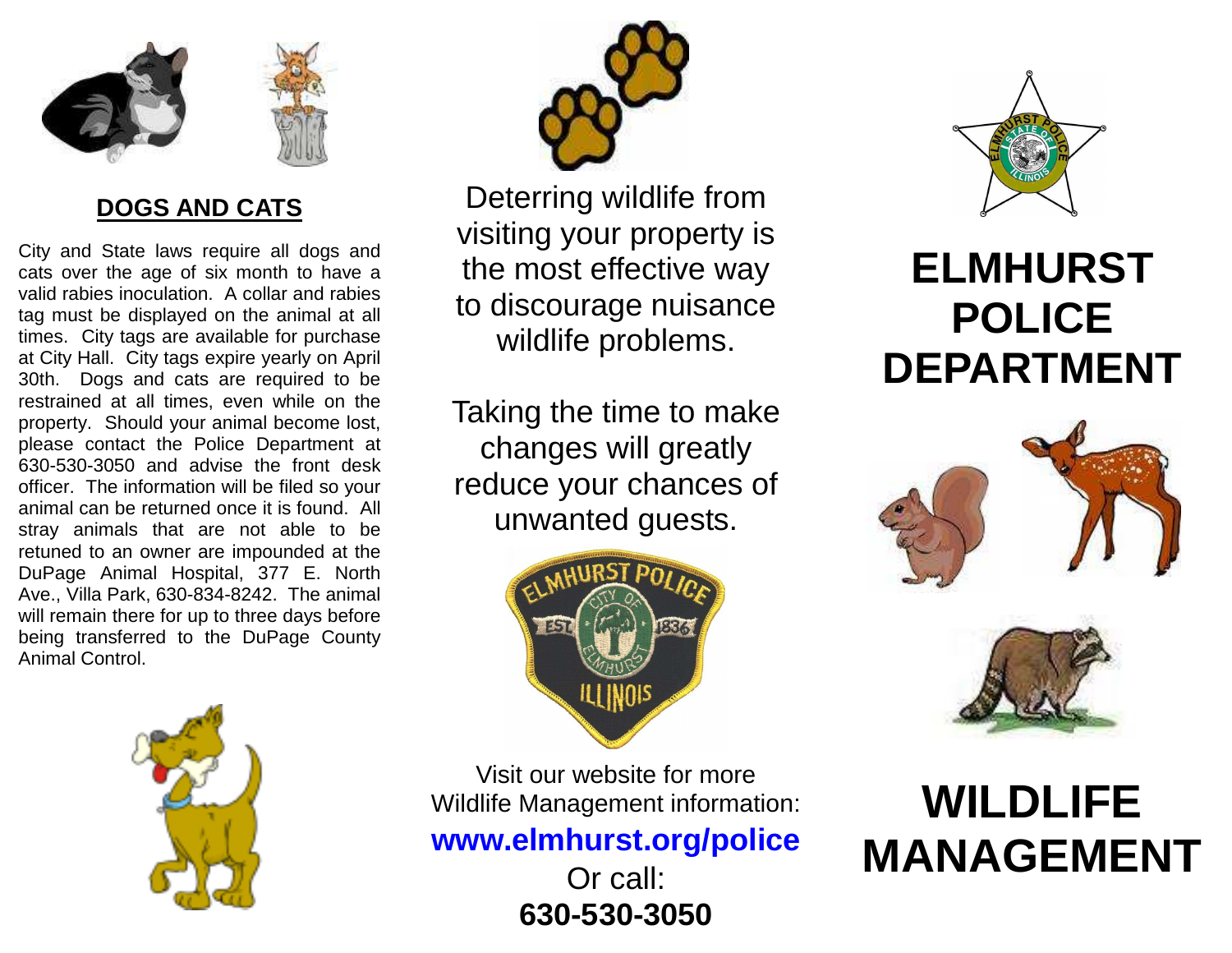## DOGS AND CATS

City and State laws require all dogs and cats over the age of six month to have a valid rabies inoculation. A collar and rabies tag must be displayed on the animal at all times. City tags are available for purchase at City Hall. City tags expire yearly on April 30th. Dogs and cats are required to be restrained at all times, even while on the property. Should your animal become lost, please contact the Police Department at 630-530-3050 and advise the front desk officer. The information will be filed so your animal can be returned once it is found. All stray animals that are not able to be retuned to an owner are impounded at the DuPage Animal Hospital, 377 E. North Ave., Villa Park, 630-834-8242. The animal will remain there for up to three days before being transferred to the DuPage County Animal Control.

Deterring wildlife from visiting your property is the most effective way to discourage nuisance wildlife problems.

Taking the time to make changes will greatly reduce your chances of unwanted guests.

Visit our website for more Wildlife Management information:

**www.elmhurst.org/police**

Or call:

**630-530-3050**

# ELMHURST POLICE DEPARTMENT

# WILDLIFE MANAGEMENT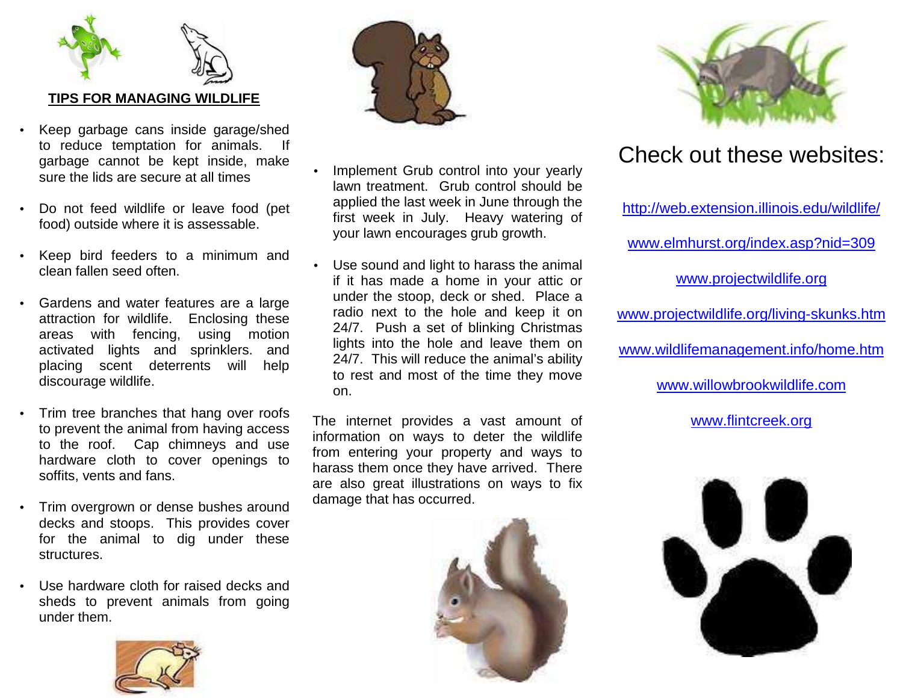## TIPS FOR MANAGING WILDLIFE

- Keep garbage cans inside garage/shed to reduce temptation for animals. If garbage cannot be kept inside, make sure the lids are secure at all times
- Do not feed wildlife or leave food (pet food) outside where it is assessable.
- Keep bird feeders to a minimum and clean fallen seed often.
- Gardens and water features are a large attraction for wildlife. Enclosing these areas with fencing, using motion activated lights and sprinklers. and placing scent deterrents will help discourage wildlife.
- Trim tree branches that hang over roofs to prevent the animal from having access to the roof. Cap chimneys and use hardware cloth to cover openings to soffits, vents and fans.
- Trim overgrown or dense bushes around decks and stoops. This provides cover for the animal to dig under these structures.
- Use hardware cloth for raised decks and sheds to prevent animals from going under them.
- Implement Grub control into your yearly lawn treatment. Grub control should be applied the last week in June through the first week in July. Heavy watering of your lawn encourages grub growth.
- Use sound and light to harass the animal if it has made a home in your attic or under the stoop, deck or shed. Place a radio next to the hole and keep it on 24/7. Push a set of blinking Christmas lights into the hole and leave them on 24/7. This will reduce the animal's ability to rest and most of the time they move on.

The internet provides a vast amount of information on ways to deter the wildlife from entering your property and ways to harass them once they have arrived. There are also great illustrations on ways to fix damage that has occurred.

# Check out these websites:

http://web.extension.illinois.edu/wildlife/

www.elmhurst.org/index.asp?nid=309

www.projectwildlife.org

www.projectwildlife.org/living-skunks.htm

www.wildlifemanagement.info/home.htm

www.willowbrookwildlife.com

www.flintcreek.org